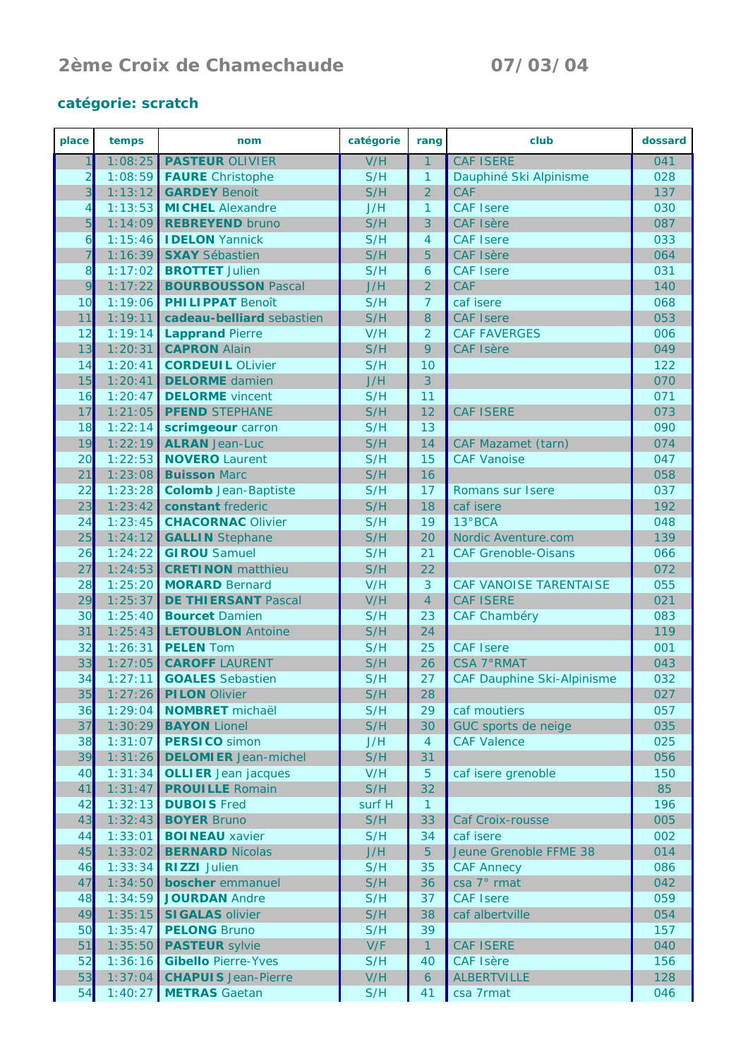# 2ème Croix de Chamechaude 07/03/04

## catégorie: scratch

| place | temps | nom | catégorie | rang | club | dossard |
|---|---|---|---|---|---|---|
| 1 | 1:08:25 | **PASTEUR** OLIVIER | V/H | 1 | CAF ISERE | 041 |
| 2 | 1:08:59 | **FAURE** Christophe | S/H | 1 | Dauphiné Ski Alpinisme | 028 |
| 3 | 1:13:12 | **GARDEY** Benoit | S/H | 2 | CAF | 137 |
| 4 | 1:13:53 | **MICHEL** Alexandre | J/H | 1 | CAF Isere | 030 |
| 5 | 1:14:09 | **REBREYEND** bruno | S/H | 3 | CAF Isère | 087 |
| 6 | 1:15:46 | **IDELON** Yannick | S/H | 4 | CAF Isere | 033 |
| 7 | 1:16:39 | **SXAY** Sébastien | S/H | 5 | CAF Isère | 064 |
| 8 | 1:17:02 | **BROTTET** Julien | S/H | 6 | CAF Isere | 031 |
| 9 | 1:17:22 | **BOURBOUSSON** Pascal | J/H | 2 | CAF | 140 |
| 10 | 1:19:06 | **PHILIPPAT** Benoît | S/H | 7 | caf isere | 068 |
| 11 | 1:19:11 | **cadeau-belliard** sebastien | S/H | 8 | CAF Isere | 053 |
| 12 | 1:19:14 | **Lapprand** Pierre | V/H | 2 | CAF FAVERGES | 006 |
| 13 | 1:20:31 | **CAPRON** Alain | S/H | 9 | CAF Isère | 049 |
| 14 | 1:20:41 | **CORDEUIL** OLivier | S/H | 10 | | 122 |
| 15 | 1:20:41 | **DELORME** damien | J/H | 3 | | 070 |
| 16 | 1:20:47 | **DELORME** vincent | S/H | 11 | | 071 |
| 17 | 1:21:05 | **PFEND** STEPHANE | S/H | 12 | CAF ISERE | 073 |
| 18 | 1:22:14 | **scrimgeour** carron | S/H | 13 | | 090 |
| 19 | 1:22:19 | **ALRAN** Jean-Luc | S/H | 14 | CAF Mazamet (tarn) | 074 |
| 20 | 1:22:53 | **NOVERO** Laurent | S/H | 15 | CAF Vanoise | 047 |
| 21 | 1:23:08 | **Buisson** Marc | S/H | 16 | | 058 |
| 22 | 1:23:28 | **Colomb** Jean-Baptiste | S/H | 17 | Romans sur Isere | 037 |
| 23 | 1:23:42 | **constant** frederic | S/H | 18 | caf isere | 192 |
| 24 | 1:23:45 | **CHACORNAC** Olivier | S/H | 19 | 13°BCA | 048 |
| 25 | 1:24:12 | **GALLIN** Stephane | S/H | 20 | Nordic Aventure.com | 139 |
| 26 | 1:24:22 | **GIROU** Samuel | S/H | 21 | CAF Grenoble-Oisans | 066 |
| 27 | 1:24:53 | **CRETINON** matthieu | S/H | 22 | | 072 |
| 28 | 1:25:20 | **MORARD** Bernard | V/H | 3 | CAF VANOISE TARENTAISE | 055 |
| 29 | 1:25:37 | **DE THIERSANT** Pascal | V/H | 4 | CAF ISERE | 021 |
| 30 | 1:25:40 | **Bourcet** Damien | S/H | 23 | CAF Chambéry | 083 |
| 31 | 1:25:43 | **LETOUBLON** Antoine | S/H | 24 | | 119 |
| 32 | 1:26:31 | **PELEN** Tom | S/H | 25 | CAF Isere | 001 |
| 33 | 1:27:05 | **CAROFF** LAURENT | S/H | 26 | CSA 7°RMAT | 043 |
| 34 | 1:27:11 | **GOALES** Sebastien | S/H | 27 | CAF Dauphine Ski-Alpinisme | 032 |
| 35 | 1:27:26 | **PILON** Olivier | S/H | 28 | | 027 |
| 36 | 1:29:04 | **NOMBRET** michaël | S/H | 29 | caf moutiers | 057 |
| 37 | 1:30:29 | **BAYON** Lionel | S/H | 30 | GUC sports de neige | 035 |
| 38 | 1:31:07 | **PERSICO** simon | J/H | 4 | CAF Valence | 025 |
| 39 | 1:31:26 | **DELOMIER** Jean-michel | S/H | 31 | | 056 |
| 40 | 1:31:34 | **OLLIER** Jean jacques | V/H | 5 | caf isere grenoble | 150 |
| 41 | 1:31:47 | **PROUILLE** Romain | S/H | 32 | | 85 |
| 42 | 1:32:13 | **DUBOIS** Fred | surf H | 1 | | 196 |
| 43 | 1:32:43 | **BOYER** Bruno | S/H | 33 | Caf Croix-rousse | 005 |
| 44 | 1:33:01 | **BOINEAU** xavier | S/H | 34 | caf isere | 002 |
| 45 | 1:33:02 | **BERNARD** Nicolas | J/H | 5 | Jeune Grenoble FFME 38 | 014 |
| 46 | 1:33:34 | **RIZZI** Julien | S/H | 35 | CAF Annecy | 086 |
| 47 | 1:34:50 | **boscher** emmanuel | S/H | 36 | csa 7° rmat | 042 |
| 48 | 1:34:59 | **JOURDAN** Andre | S/H | 37 | CAF Isere | 059 |
| 49 | 1:35:15 | **SIGALAS** olivier | S/H | 38 | caf albertville | 054 |
| 50 | 1:35:47 | **PELONG** Bruno | S/H | 39 | | 157 |
| 51 | 1:35:50 | **PASTEUR** sylvie | V/F | 1 | CAF ISERE | 040 |
| 52 | 1:36:16 | **Gibello** Pierre-Yves | S/H | 40 | CAF Isère | 156 |
| 53 | 1:37:04 | **CHAPUIS** Jean-Pierre | V/H | 6 | ALBERTVILLE | 128 |
| 54 | 1:40:27 | **METRAS** Gaetan | S/H | 41 | csa 7rmat | 046 |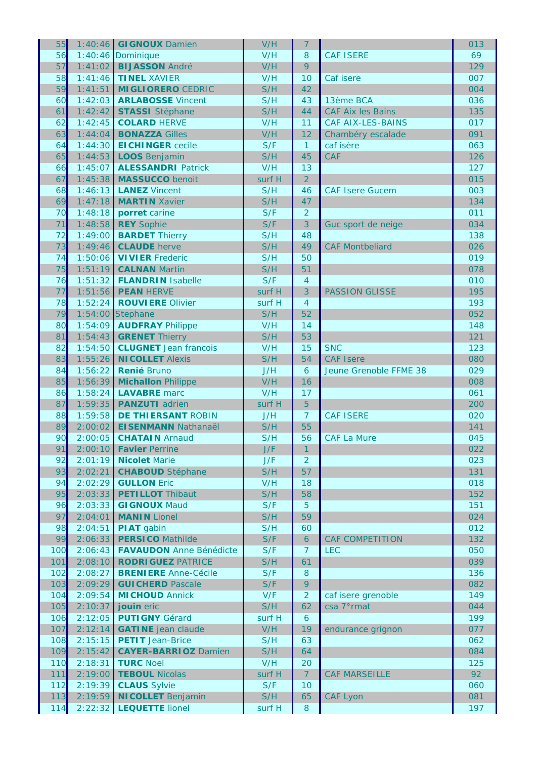| | | | | | | |
|---|---|---|---|---|---|---|
| 55 | 1:40:46 | **GIGNOUX** Damien | V/H | 7 | | 013 |
| 56 | 1:40:46 | Dominique | V/H | 8 | CAF ISERE | 69 |
| 57 | 1:41:02 | **BIJASSON** André | V/H | 9 | | 129 |
| 58 | 1:41:46 | **TINEL** XAVIER | V/H | 10 | Caf isere | 007 |
| 59 | 1:41:51 | **MIGLIORERO** CEDRIC | S/H | 42 | | 004 |
| 60 | 1:42:03 | **ARLABOSSE** Vincent | S/H | 43 | 13ème BCA | 036 |
| 61 | 1:42:42 | **STASSI** Stéphane | S/H | 44 | CAF Aix les Bains | 135 |
| 62 | 1:42:45 | **COLARD** HERVE | V/H | 11 | CAF AIX-LES-BAINS | 017 |
| 63 | 1:44:04 | **BONAZZA** Gilles | V/H | 12 | Chambéry escalade | 091 |
| 64 | 1:44:30 | **EICHINGER** cecile | S/F | 1 | caf isère | 063 |
| 65 | 1:44:53 | **LOOS** Benjamin | S/H | 45 | CAF | 126 |
| 66 | 1:45:07 | **ALESSANDRI** Patrick | V/H | 13 | | 127 |
| 67 | 1:45:38 | **MASSUCCO** benoit | surf H | 2 | | 015 |
| 68 | 1:46:13 | **LANEZ** Vincent | S/H | 46 | CAF Isere Gucem | 003 |
| 69 | 1:47:18 | **MARTIN** Xavier | S/H | 47 | | 134 |
| 70 | 1:48:18 | **porret** carine | S/F | 2 | | 011 |
| 71 | 1:48:58 | **REY** Sophie | S/F | 3 | Guc sport de neige | 034 |
| 72 | 1:49:00 | **BARDET** Thierry | S/H | 48 | | 138 |
| 73 | 1:49:46 | **CLAUDE** herve | S/H | 49 | CAF Montbeliard | 026 |
| 74 | 1:50:06 | **VIVIER** Frederic | S/H | 50 | | 019 |
| 75 | 1:51:19 | **CALNAN** Martin | S/H | 51 | | 078 |
| 76 | 1:51:32 | **FLANDRIN** Isabelle | S/F | 4 | | 010 |
| 77 | 1:51:56 | **PEAN** HERVE | surf H | 3 | PASSION GLISSE | 195 |
| 78 | 1:52:24 | **ROUVIERE** Olivier | surf H | 4 | | 193 |
| 79 | 1:54:00 | Stephane | S/H | 52 | | 052 |
| 80 | 1:54:09 | **AUDFRAY** Philippe | V/H | 14 | | 148 |
| 81 | 1:54:43 | **GRENET** Thierry | S/H | 53 | | 121 |
| 82 | 1:54:50 | **CLUGNET** Jean francois | V/H | 15 | SNC | 123 |
| 83 | 1:55:26 | **NICOLLET** Alexis | S/H | 54 | CAF Isere | 080 |
| 84 | 1:56:22 | **Renié** Bruno | J/H | 6 | Jeune Grenoble FFME 38 | 029 |
| 85 | 1:56:39 | **Michallon** Philippe | V/H | 16 | | 008 |
| 86 | 1:58:24 | **LAVABRE** marc | V/H | 17 | | 061 |
| 87 | 1:59:35 | **PANZUTI** adrien | surf H | 5 | | 200 |
| 88 | 1:59:58 | **DE THIERSANT** ROBIN | J/H | 7 | CAF ISERE | 020 |
| 89 | 2:00:02 | **EISENMANN** Nathanaël | S/H | 55 | | 141 |
| 90 | 2:00:05 | **CHATAIN** Arnaud | S/H | 56 | CAF La Mure | 045 |
| 91 | 2:00:10 | **Favier** Perrine | J/F | 1 | | 022 |
| 92 | 2:01:19 | **Nicolet** Marie | J/F | 2 | | 023 |
| 93 | 2:02:21 | **CHABOUD** Stéphane | S/H | 57 | | 131 |
| 94 | 2:02:29 | **GULLON** Eric | V/H | 18 | | 018 |
| 95 | 2:03:33 | **PETILLOT** Thibaut | S/H | 58 | | 152 |
| 96 | 2:03:33 | **GIGNOUX** Maud | S/F | 5 | | 151 |
| 97 | 2:04:01 | **MANIN** Lionel | S/H | 59 | | 024 |
| 98 | 2:04:51 | **PIAT** gabin | S/H | 60 | | 012 |
| 99 | 2:06:33 | **PERSICO** Mathilde | S/F | 6 | CAF COMPETITION | 132 |
| 100 | 2:06:43 | **FAVAUDON** Anne Bénédicte | S/F | 7 | LEC | 050 |
| 101 | 2:08:10 | **RODRIGUEZ** PATRICE | S/H | 61 | | 039 |
| 102 | 2:08:27 | **BRENIERE** Anne-Cécile | S/F | 8 | | 136 |
| 103 | 2:09:29 | **GUICHERD** Pascale | S/F | 9 | | 082 |
| 104 | 2:09:54 | **MICHOUD** Annick | V/F | 2 | caf isere grenoble | 149 |
| 105 | 2:10:37 | **jouin** eric | S/H | 62 | csa 7°rmat | 044 |
| 106 | 2:12:05 | **PUTIGNY** Gérard | surf H | 6 | | 199 |
| 107 | 2:12:14 | **GATINE** jean claude | V/H | 19 | endurance grignon | 077 |
| 108 | 2:15:15 | **PETIT** Jean-Brice | S/H | 63 | | 062 |
| 109 | 2:15:42 | **CAYER-BARRIOZ** Damien | S/H | 64 | | 084 |
| 110 | 2:18:31 | **TURC** Noel | V/H | 20 | | 125 |
| 111 | 2:19:00 | **TEBOUL** Nicolas | surf H | 7 | CAF MARSEILLE | 92 |
| 112 | 2:19:39 | **CLAUS** Sylvie | S/F | 10 | | 060 |
| 113 | 2:19:59 | **NICOLLET** Benjamin | S/H | 65 | CAF Lyon | 081 |
| 114 | 2:22:32 | **LEQUETTE** lionel | surf H | 8 | | 197 |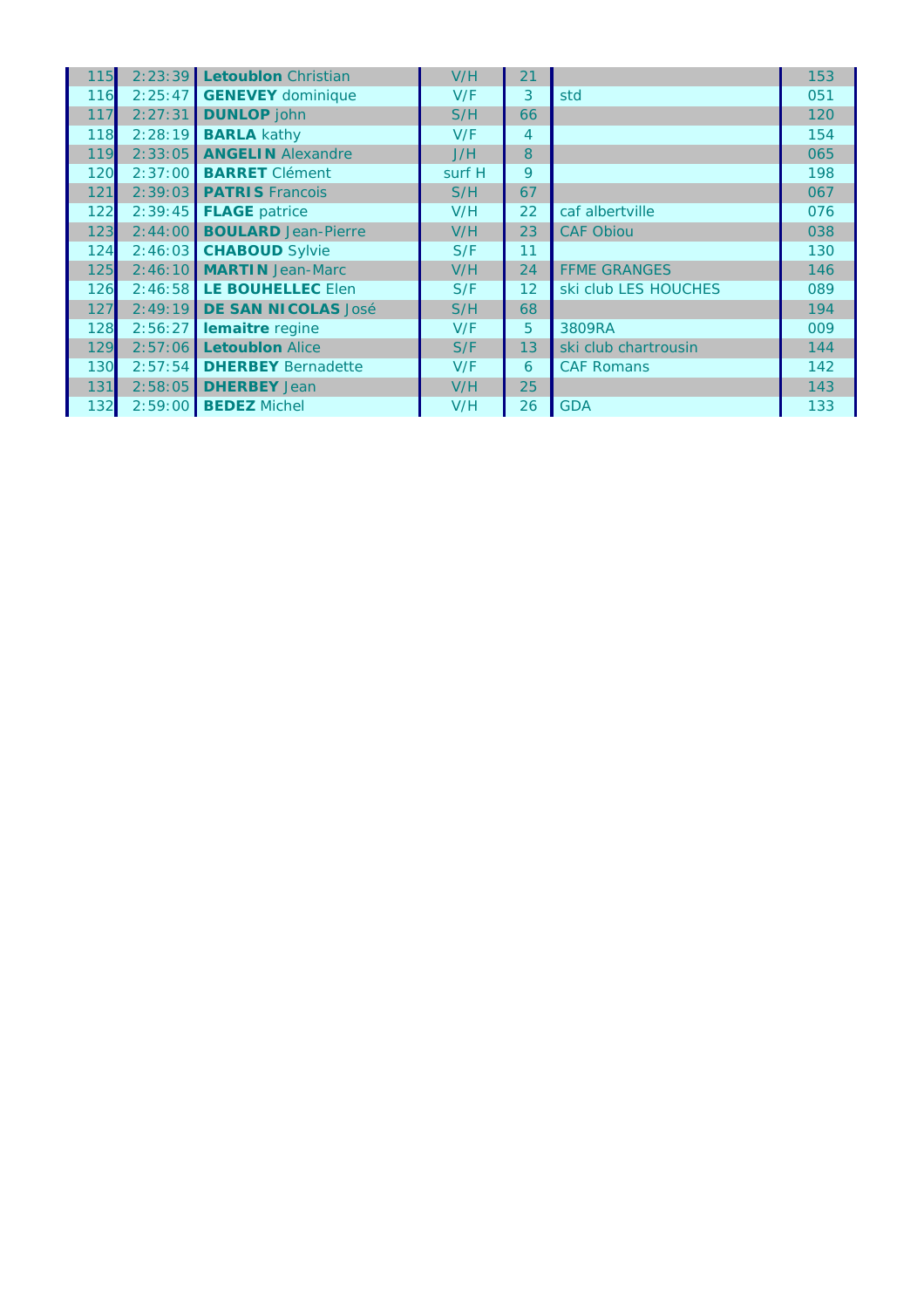| | | | | | | |
|---|---|---|---|---|---|---|
| 115 | 2:23:39 | **Letoublon** Christian | V/H | 21 | | 153 |
| 116 | 2:25:47 | **GENEVEY** dominique | V/F | 3 | std | 051 |
| 117 | 2:27:31 | **DUNLOP** john | S/H | 66 | | 120 |
| 118 | 2:28:19 | **BARLA** kathy | V/F | 4 | | 154 |
| 119 | 2:33:05 | **ANGELIN** Alexandre | J/H | 8 | | 065 |
| 120 | 2:37:00 | **BARRET** Clément | surf H | 9 | | 198 |
| 121 | 2:39:03 | **PATRIS** Francois | S/H | 67 | | 067 |
| 122 | 2:39:45 | **FLAGE** patrice | V/H | 22 | caf albertville | 076 |
| 123 | 2:44:00 | **BOULARD** Jean-Pierre | V/H | 23 | CAF Obiou | 038 |
| 124 | 2:46:03 | **CHABOUD** Sylvie | S/F | 11 | | 130 |
| 125 | 2:46:10 | **MARTIN** Jean-Marc | V/H | 24 | FFME GRANGES | 146 |
| 126 | 2:46:58 | **LE BOUHELLEC** Elen | S/F | 12 | ski club LES HOUCHES | 089 |
| 127 | 2:49:19 | **DE SAN NICOLAS** José | S/H | 68 | | 194 |
| 128 | 2:56:27 | **lemaitre** regine | V/F | 5 | 3809RA | 009 |
| 129 | 2:57:06 | **Letoublon** Alice | S/F | 13 | ski club chartrousin | 144 |
| 130 | 2:57:54 | **DHERBEY** Bernadette | V/F | 6 | CAF Romans | 142 |
| 131 | 2:58:05 | **DHERBEY** Jean | V/H | 25 | | 143 |
| 132 | 2:59:00 | **BEDEZ** Michel | V/H | 26 | GDA | 133 |